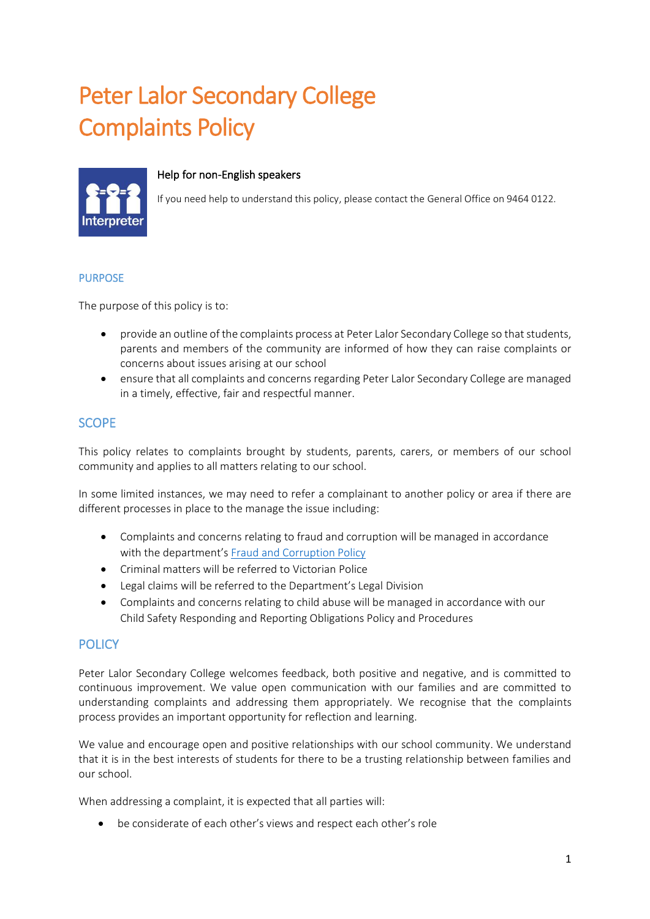# Peter Lalor Secondary College
# Complaints Policy

### Help for non-English speakers

If you need help to understand this policy, please contact the General Office on 9464 0122.

## PURPOSE

The purpose of this policy is to:

- provide an outline of the complaints process at Peter Lalor Secondary College so that students, parents and members of the community are informed of how they can raise complaints or concerns about issues arising at our school
- ensure that all complaints and concerns regarding Peter Lalor Secondary College are managed in a timely, effective, fair and respectful manner.

## SCOPE

This policy relates to complaints brought by students, parents, carers, or members of our school community and applies to all matters relating to our school.

In some limited instances, we may need to refer a complainant to another policy or area if there are different processes in place to the manage the issue including:

- Complaints and concerns relating to fraud and corruption will be managed in accordance with the department's Fraud and Corruption Policy
- Criminal matters will be referred to Victorian Police
- Legal claims will be referred to the Department's Legal Division
- Complaints and concerns relating to child abuse will be managed in accordance with our Child Safety Responding and Reporting Obligations Policy and Procedures

## POLICY

Peter Lalor Secondary College welcomes feedback, both positive and negative, and is committed to continuous improvement. We value open communication with our families and are committed to understanding complaints and addressing them appropriately. We recognise that the complaints process provides an important opportunity for reflection and learning.

We value and encourage open and positive relationships with our school community. We understand that it is in the best interests of students for there to be a trusting relationship between families and our school.

When addressing a complaint, it is expected that all parties will:

- be considerate of each other's views and respect each other's role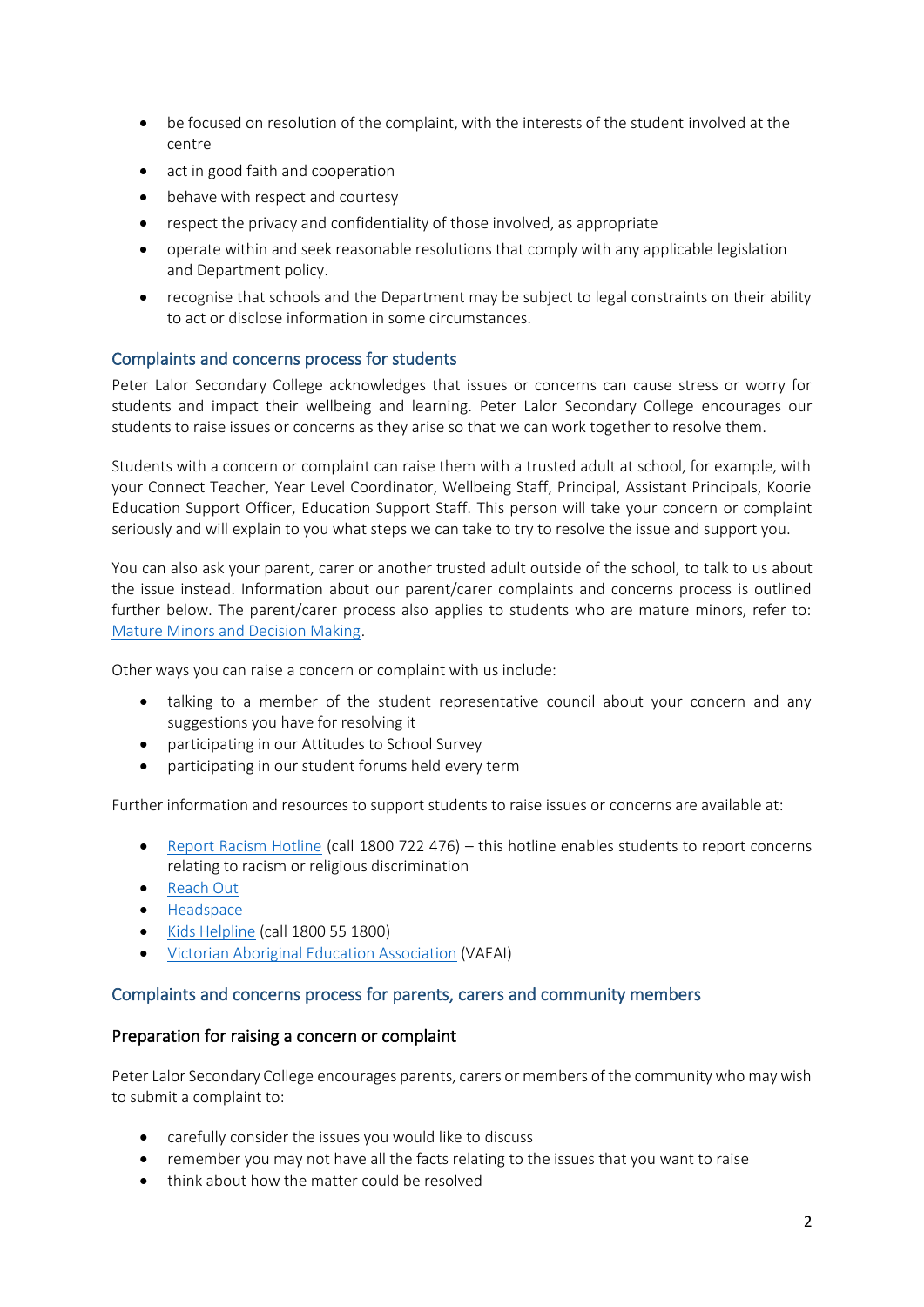- be focused on resolution of the complaint, with the interests of the student involved at the centre
- act in good faith and cooperation
- behave with respect and courtesy
- respect the privacy and confidentiality of those involved, as appropriate
- operate within and seek reasonable resolutions that comply with any applicable legislation and Department policy.
- recognise that schools and the Department may be subject to legal constraints on their ability to act or disclose information in some circumstances.

## Complaints and concerns process for students

Peter Lalor Secondary College acknowledges that issues or concerns can cause stress or worry for students and impact their wellbeing and learning. Peter Lalor Secondary College encourages our students to raise issues or concerns as they arise so that we can work together to resolve them.

Students with a concern or complaint can raise them with a trusted adult at school, for example, with your Connect Teacher, Year Level Coordinator, Wellbeing Staff, Principal, Assistant Principals, Koorie Education Support Officer, Education Support Staff. This person will take your concern or complaint seriously and will explain to you what steps we can take to try to resolve the issue and support you.

You can also ask your parent, carer or another trusted adult outside of the school, to talk to us about the issue instead. Information about our parent/carer complaints and concerns process is outlined further below. The parent/carer process also applies to students who are mature minors, refer to: Mature Minors and Decision Making.

Other ways you can raise a concern or complaint with us include:

- talking to a member of the student representative council about your concern and any suggestions you have for resolving it
- participating in our Attitudes to School Survey
- participating in our student forums held every term

Further information and resources to support students to raise issues or concerns are available at:

- Report Racism Hotline (call 1800 722 476) – this hotline enables students to report concerns relating to racism or religious discrimination
- Reach Out
- Headspace
- Kids Helpline (call 1800 55 1800)
- Victorian Aboriginal Education Association (VAEAI)

## Complaints and concerns process for parents, carers and community members

### Preparation for raising a concern or complaint

Peter Lalor Secondary College encourages parents, carers or members of the community who may wish to submit a complaint to:

- carefully consider the issues you would like to discuss
- remember you may not have all the facts relating to the issues that you want to raise
- think about how the matter could be resolved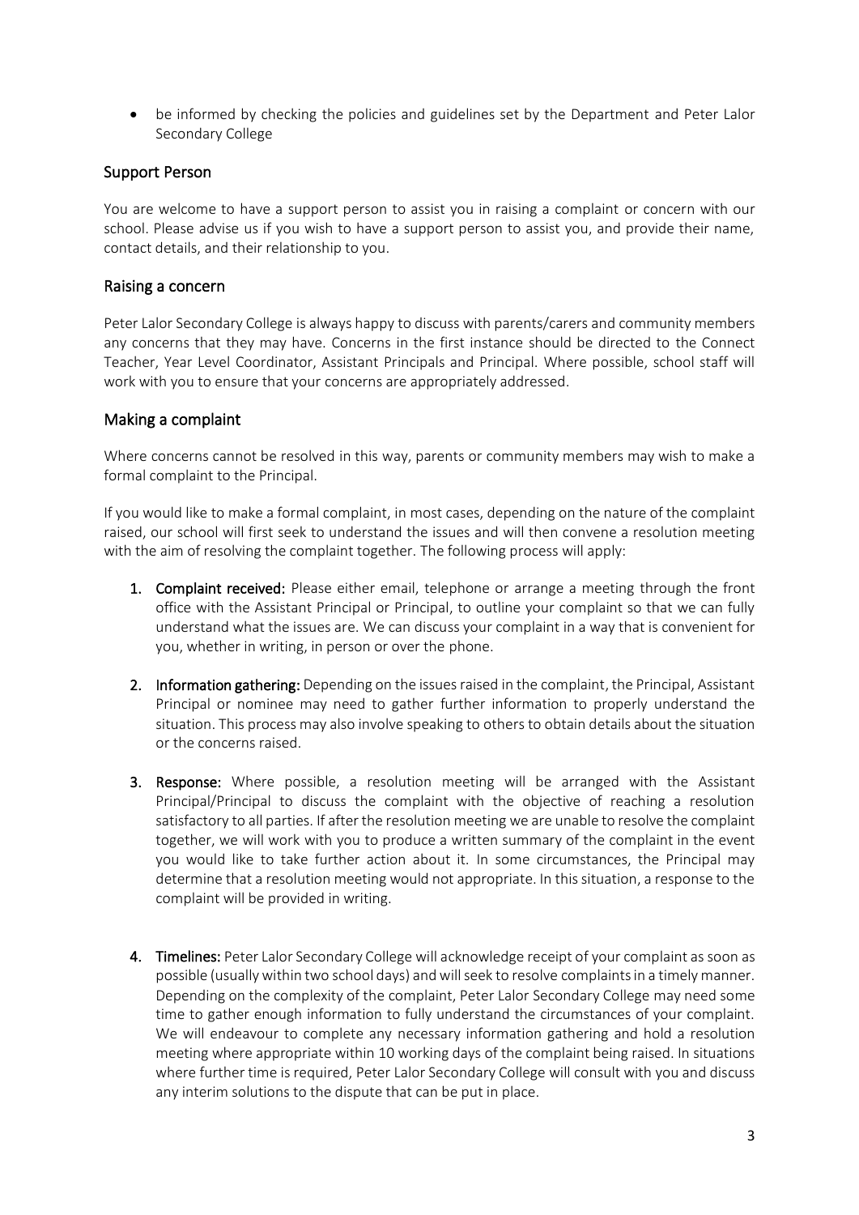- be informed by checking the policies and guidelines set by the Department and Peter Lalor Secondary College

## Support Person

You are welcome to have a support person to assist you in raising a complaint or concern with our school. Please advise us if you wish to have a support person to assist you, and provide their name, contact details, and their relationship to you.

## Raising a concern

Peter Lalor Secondary College is always happy to discuss with parents/carers and community members any concerns that they may have. Concerns in the first instance should be directed to the Connect Teacher, Year Level Coordinator, Assistant Principals and Principal. Where possible, school staff will work with you to ensure that your concerns are appropriately addressed.

## Making a complaint

Where concerns cannot be resolved in this way, parents or community members may wish to make a formal complaint to the Principal.

If you would like to make a formal complaint, in most cases, depending on the nature of the complaint raised, our school will first seek to understand the issues and will then convene a resolution meeting with the aim of resolving the complaint together. The following process will apply:

1. **Complaint received:** Please either email, telephone or arrange a meeting through the front office with the Assistant Principal or Principal, to outline your complaint so that we can fully understand what the issues are. We can discuss your complaint in a way that is convenient for you, whether in writing, in person or over the phone.

2. **Information gathering:** Depending on the issues raised in the complaint, the Principal, Assistant Principal or nominee may need to gather further information to properly understand the situation. This process may also involve speaking to others to obtain details about the situation or the concerns raised.

3. **Response:** Where possible, a resolution meeting will be arranged with the Assistant Principal/Principal to discuss the complaint with the objective of reaching a resolution satisfactory to all parties. If after the resolution meeting we are unable to resolve the complaint together, we will work with you to produce a written summary of the complaint in the event you would like to take further action about it. In some circumstances, the Principal may determine that a resolution meeting would not appropriate. In this situation, a response to the complaint will be provided in writing.

4. **Timelines:** Peter Lalor Secondary College will acknowledge receipt of your complaint as soon as possible (usually within two school days) and will seek to resolve complaints in a timely manner. Depending on the complexity of the complaint, Peter Lalor Secondary College may need some time to gather enough information to fully understand the circumstances of your complaint. We will endeavour to complete any necessary information gathering and hold a resolution meeting where appropriate within 10 working days of the complaint being raised. In situations where further time is required, Peter Lalor Secondary College will consult with you and discuss any interim solutions to the dispute that can be put in place.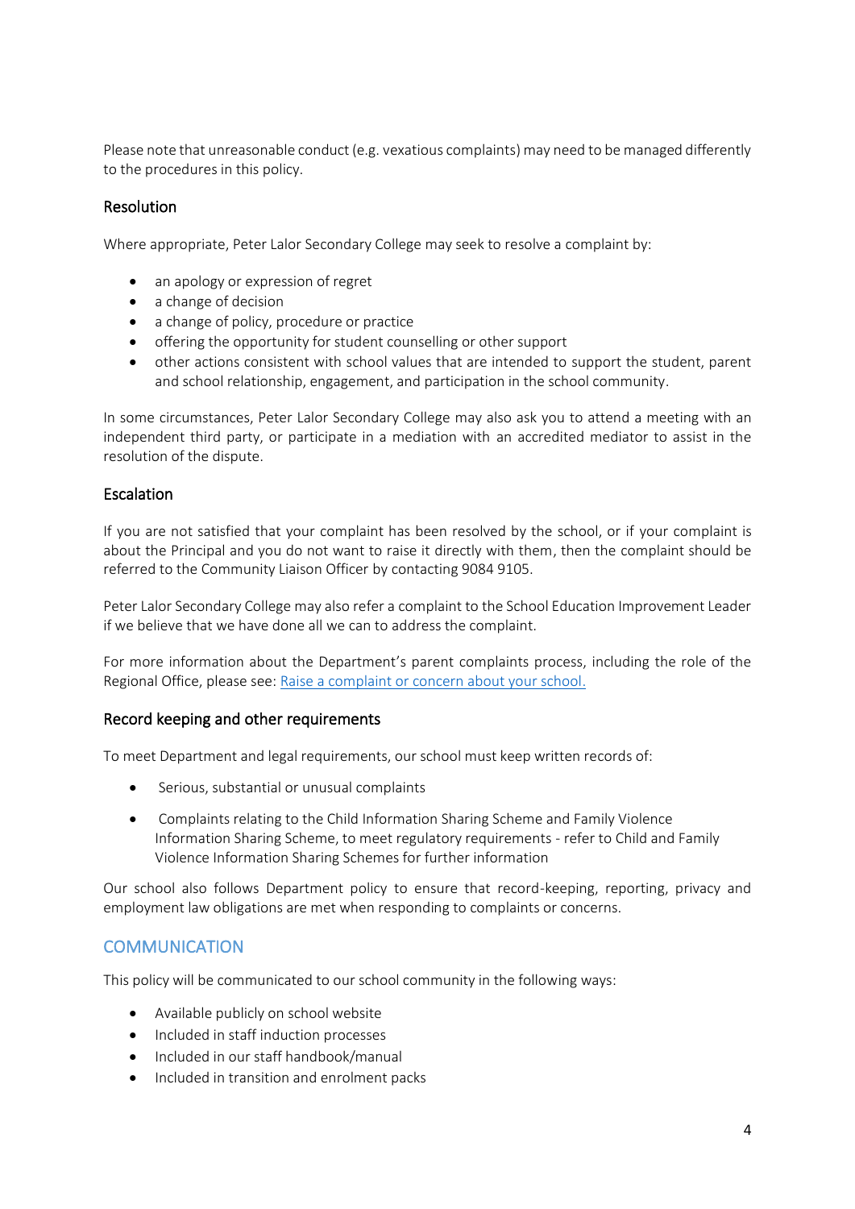Please note that unreasonable conduct (e.g. vexatious complaints) may need to be managed differently to the procedures in this policy.

### Resolution

Where appropriate, Peter Lalor Secondary College may seek to resolve a complaint by:

- an apology or expression of regret
- a change of decision
- a change of policy, procedure or practice
- offering the opportunity for student counselling or other support
- other actions consistent with school values that are intended to support the student, parent and school relationship, engagement, and participation in the school community.

In some circumstances, Peter Lalor Secondary College may also ask you to attend a meeting with an independent third party, or participate in a mediation with an accredited mediator to assist in the resolution of the dispute.

### Escalation

If you are not satisfied that your complaint has been resolved by the school, or if your complaint is about the Principal and you do not want to raise it directly with them, then the complaint should be referred to the Community Liaison Officer by contacting 9084 9105.

Peter Lalor Secondary College may also refer a complaint to the School Education Improvement Leader if we believe that we have done all we can to address the complaint.

For more information about the Department's parent complaints process, including the role of the Regional Office, please see: [Raise a complaint or concern about your school.]()

### Record keeping and other requirements

To meet Department and legal requirements, our school must keep written records of:

- Serious, substantial or unusual complaints
- Complaints relating to the Child Information Sharing Scheme and Family Violence Information Sharing Scheme, to meet regulatory requirements - refer to Child and Family Violence Information Sharing Schemes for further information

Our school also follows Department policy to ensure that record-keeping, reporting, privacy and employment law obligations are met when responding to complaints or concerns.

## COMMUNICATION

This policy will be communicated to our school community in the following ways:

- Available publicly on school website
- Included in staff induction processes
- Included in our staff handbook/manual
- Included in transition and enrolment packs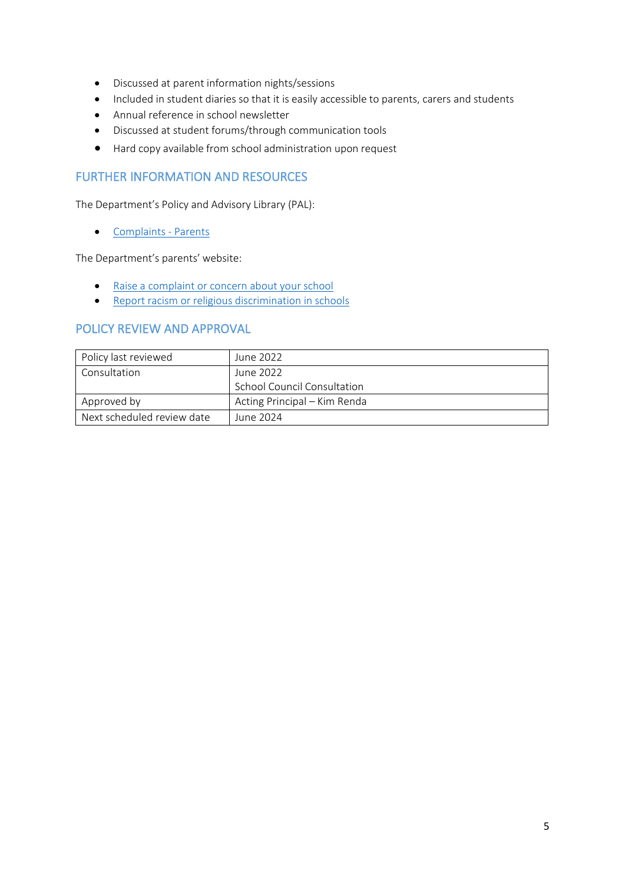- Discussed at parent information nights/sessions
- Included in student diaries so that it is easily accessible to parents, carers and students
- Annual reference in school newsletter
- Discussed at student forums/through communication tools
- Hard copy available from school administration upon request

## FURTHER INFORMATION AND RESOURCES

The Department's Policy and Advisory Library (PAL):

- Complaints - Parents

The Department's parents' website:

- Raise a complaint or concern about your school
- Report racism or religious discrimination in schools

## POLICY REVIEW AND APPROVAL

| | |
|---|---|
| Policy last reviewed | June 2022 |
| Consultation | June 2022<br>School Council Consultation |
| Approved by | Acting Principal – Kim Renda |
| Next scheduled review date | June 2024 |